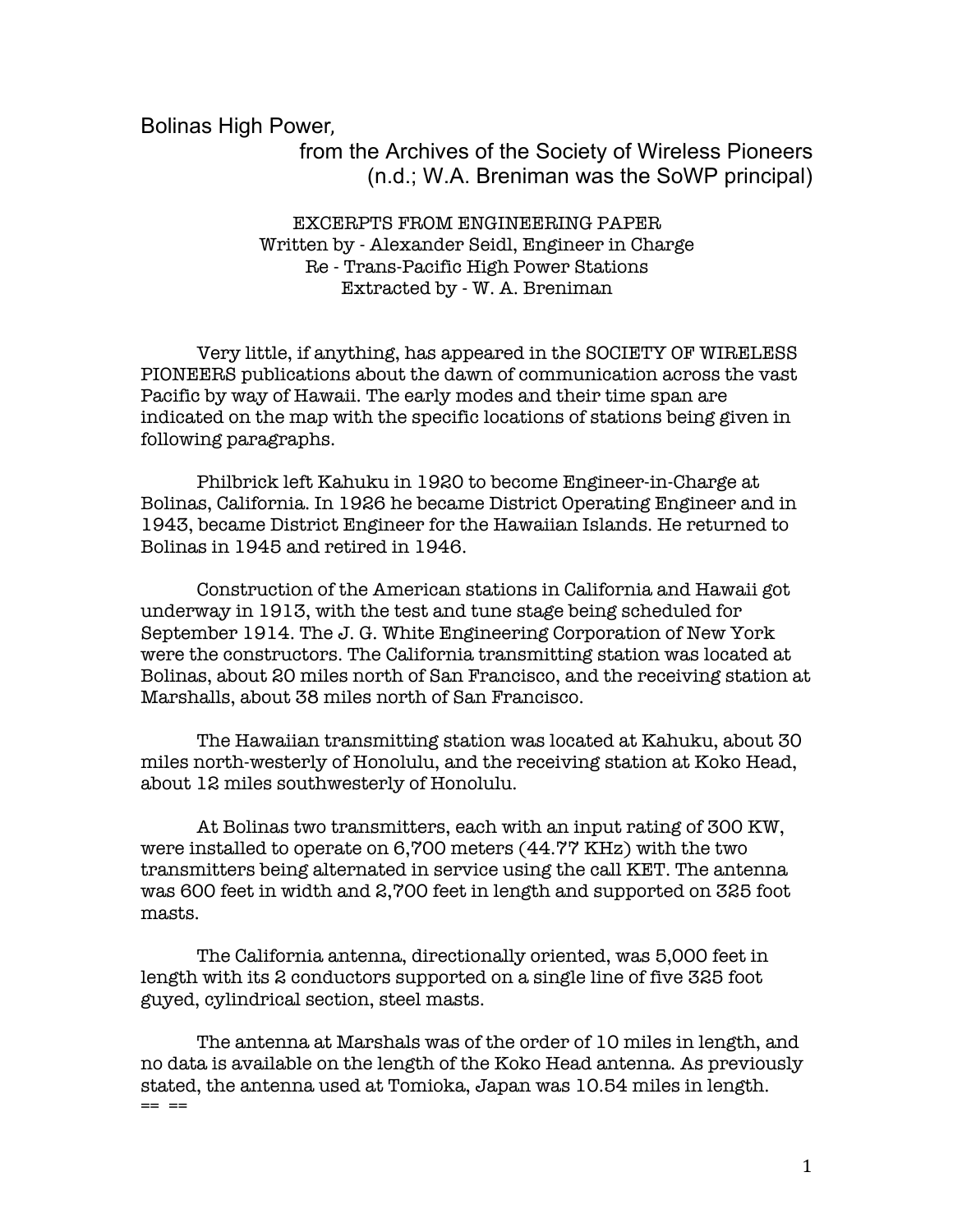# Bolinas High Power,

from the Archives of the Society of Wireless Pioneers
(n.d.; W.A. Breniman was the SoWP principal)

EXCERPTS FROM ENGINEERING PAPER
Written by - Alexander Seidl, Engineer in Charge
Re - Trans-Pacific High Power Stations
Extracted by - W. A. Breniman

Very little, if anything, has appeared in the SOCIETY OF WIRELESS PIONEERS publications about the dawn of communication across the vast Pacific by way of Hawaii. The early modes and their time span are indicated on the map with the specific locations of stations being given in following paragraphs.

Philbrick left Kahuku in 1920 to become Engineer-in-Charge at Bolinas, California. In 1926 he became District Operating Engineer and in 1943, became District Engineer for the Hawaiian Islands. He returned to Bolinas in 1945 and retired in 1946.

Construction of the American stations in California and Hawaii got underway in 1913, with the test and tune stage being scheduled for September 1914. The J. G. White Engineering Corporation of New York were the constructors. The California transmitting station was located at Bolinas, about 20 miles north of San Francisco, and the receiving station at Marshalls, about 38 miles north of San Francisco.

The Hawaiian transmitting station was located at Kahuku, about 30 miles north-westerly of Honolulu, and the receiving station at Koko Head, about 12 miles southwesterly of Honolulu.

At Bolinas two transmitters, each with an input rating of 300 KW, were installed to operate on 6,700 meters (44.77 KHz) with the two transmitters being alternated in service using the call KET. The antenna was 600 feet in width and 2,700 feet in length and supported on 325 foot masts.

The California antenna, directionally oriented, was 5,000 feet in length with its 2 conductors supported on a single line of five 325 foot guyed, cylindrical section, steel masts.

The antenna at Marshals was of the order of 10 miles in length, and no data is available on the length of the Koko Head antenna. As previously stated, the antenna used at Tomioka, Japan was 10.54 miles in length.

== ==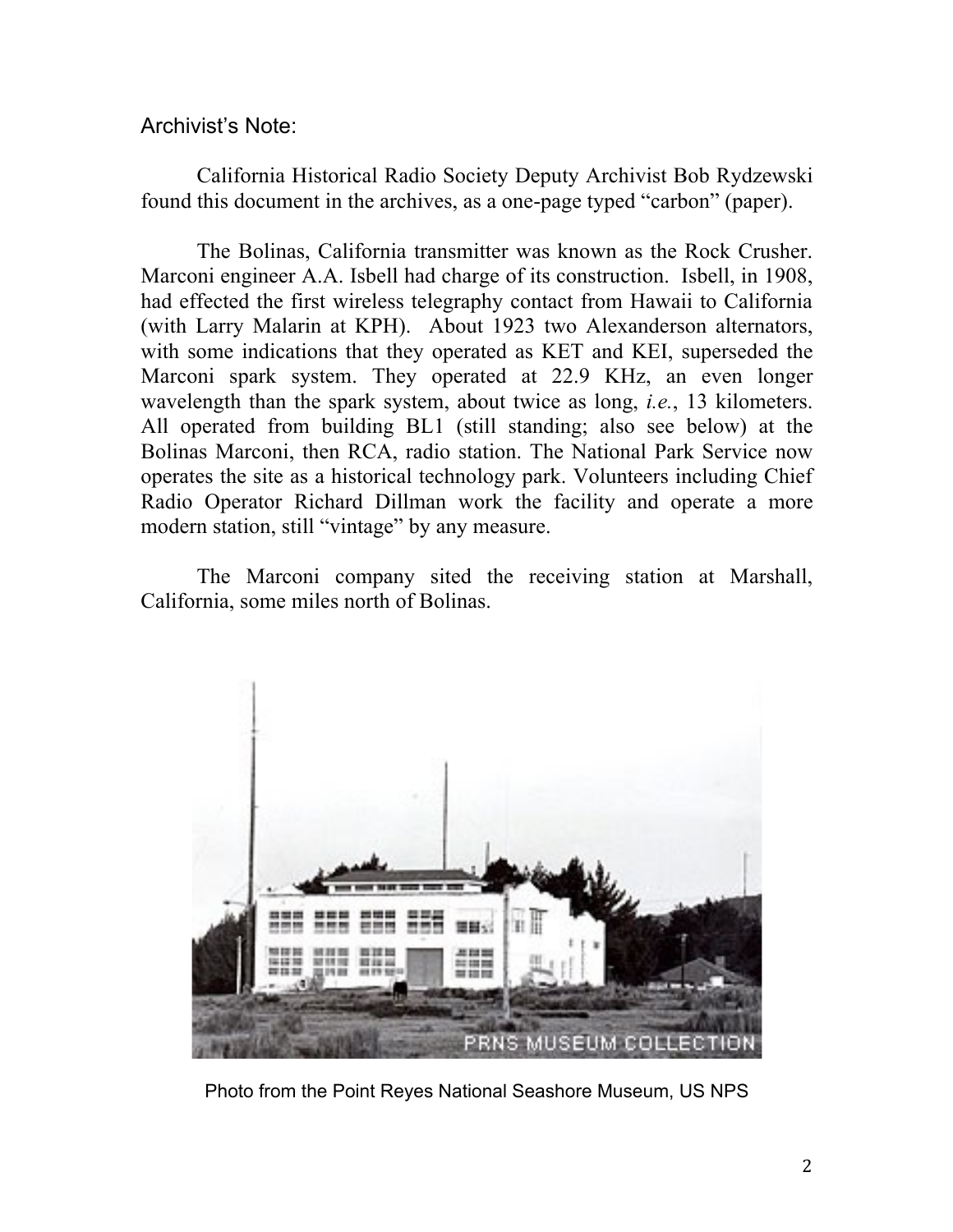Archivist's Note:

California Historical Radio Society Deputy Archivist Bob Rydzewski found this document in the archives, as a one-page typed "carbon" (paper).

The Bolinas, California transmitter was known as the Rock Crusher. Marconi engineer A.A. Isbell had charge of its construction. Isbell, in 1908, had effected the first wireless telegraphy contact from Hawaii to California (with Larry Malarin at KPH). About 1923 two Alexanderson alternators, with some indications that they operated as KET and KEI, superseded the Marconi spark system. They operated at 22.9 KHz, an even longer wavelength than the spark system, about twice as long, *i.e.*, 13 kilometers. All operated from building BL1 (still standing; also see below) at the Bolinas Marconi, then RCA, radio station. The National Park Service now operates the site as a historical technology park. Volunteers including Chief Radio Operator Richard Dillman work the facility and operate a more modern station, still "vintage" by any measure.

The Marconi company sited the receiving station at Marshall, California, some miles north of Bolinas.

Photo from the Point Reyes National Seashore Museum, US NPS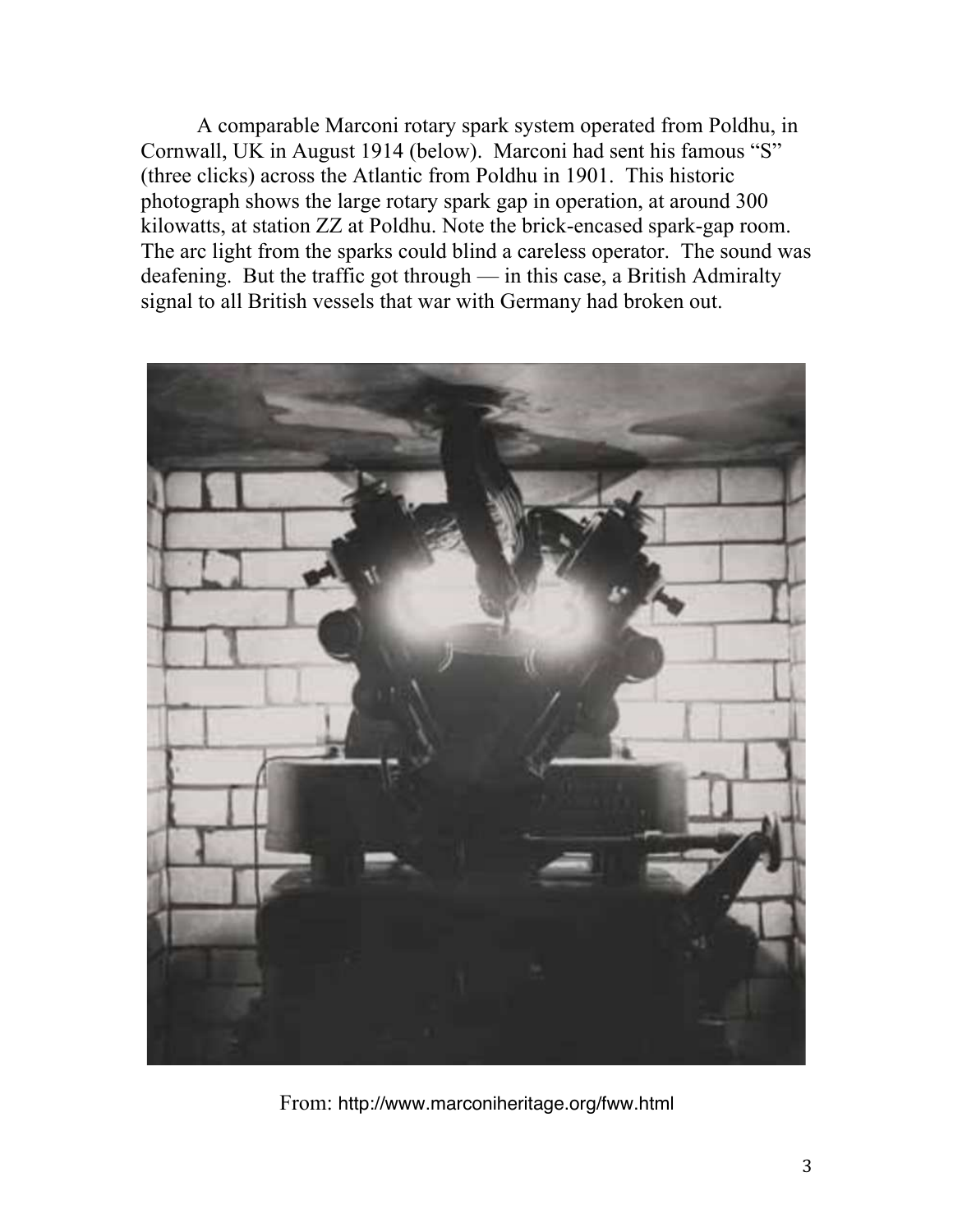A comparable Marconi rotary spark system operated from Poldhu, in Cornwall, UK in August 1914 (below). Marconi had sent his famous "S" (three clicks) across the Atlantic from Poldhu in 1901. This historic photograph shows the large rotary spark gap in operation, at around 300 kilowatts, at station ZZ at Poldhu. Note the brick-encased spark-gap room. The arc light from the sparks could blind a careless operator. The sound was deafening. But the traffic got through — in this case, a British Admiralty signal to all British vessels that war with Germany had broken out.

From: http://www.marconiheritage.org/fww.html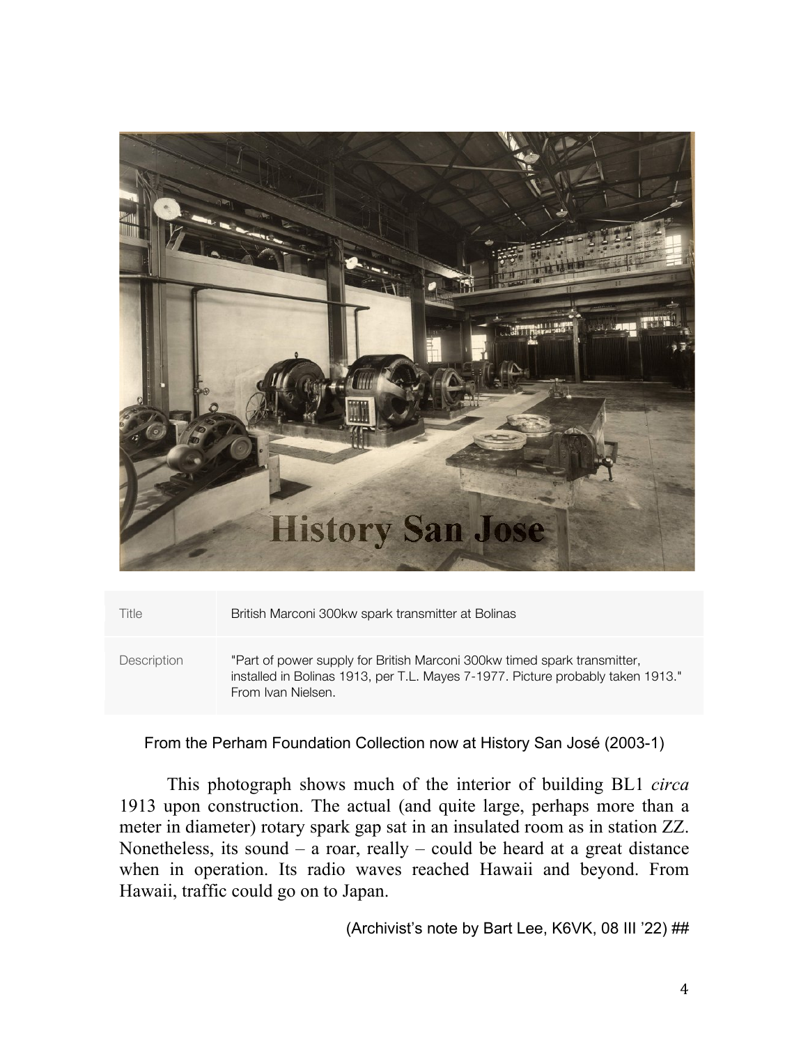| | |
|---|---|
| Title | British Marconi 300kw spark transmitter at Bolinas |
| Description | "Part of power supply for British Marconi 300kw timed spark transmitter, installed in Bolinas 1913, per T.L. Mayes 7-1977. Picture probably taken 1913." From Ivan Nielsen. |

From the Perham Foundation Collection now at History San José (2003-1)

This photograph shows much of the interior of building BL1 *circa* 1913 upon construction. The actual (and quite large, perhaps more than a meter in diameter) rotary spark gap sat in an insulated room as in station ZZ. Nonetheless, its sound – a roar, really – could be heard at a great distance when in operation. Its radio waves reached Hawaii and beyond. From Hawaii, traffic could go on to Japan.

(Archivist's note by Bart Lee, K6VK, 08 III '22) ##